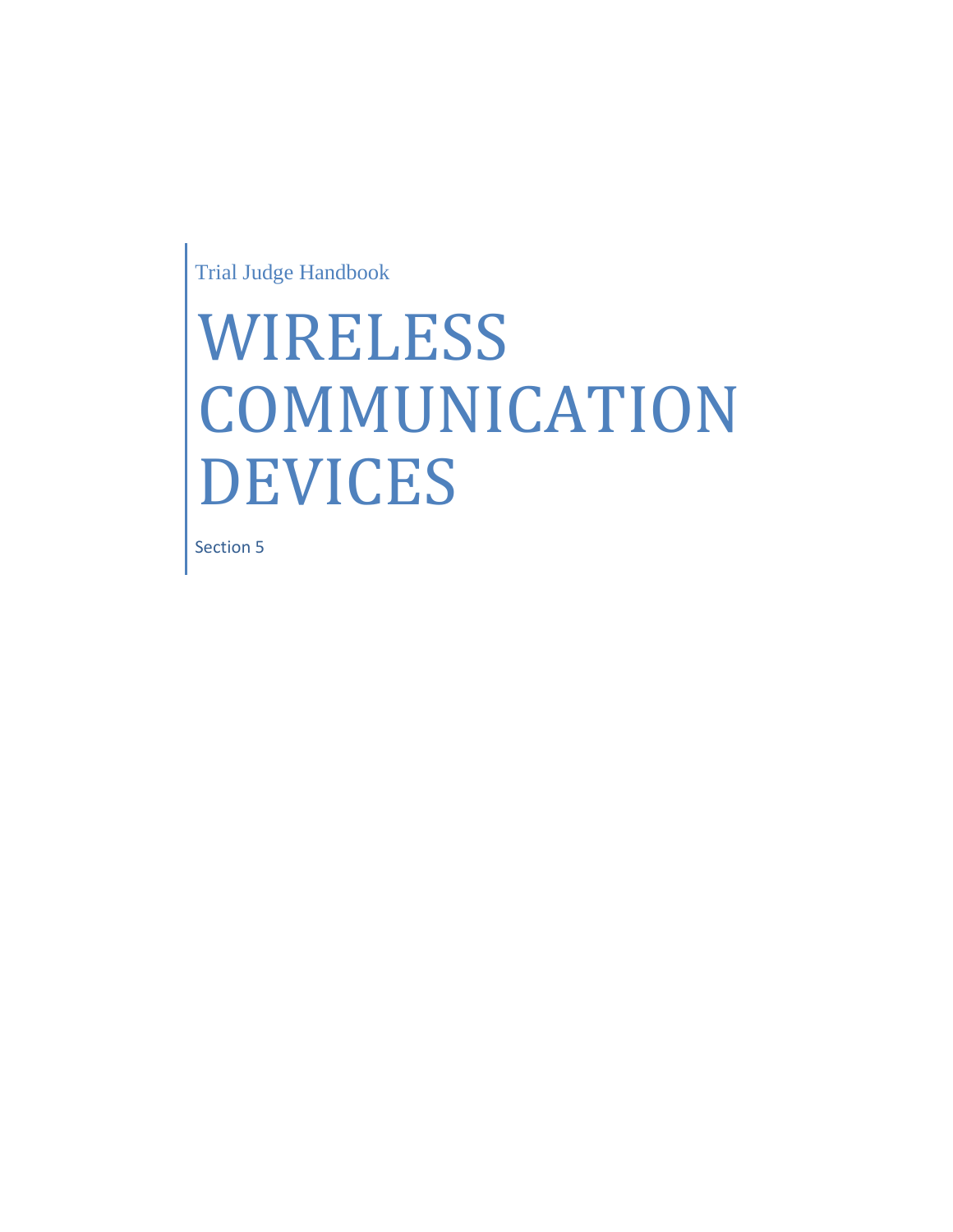Trial Judge Handbook

# WIRELESS COMMUNICATION DEVICES

Section 5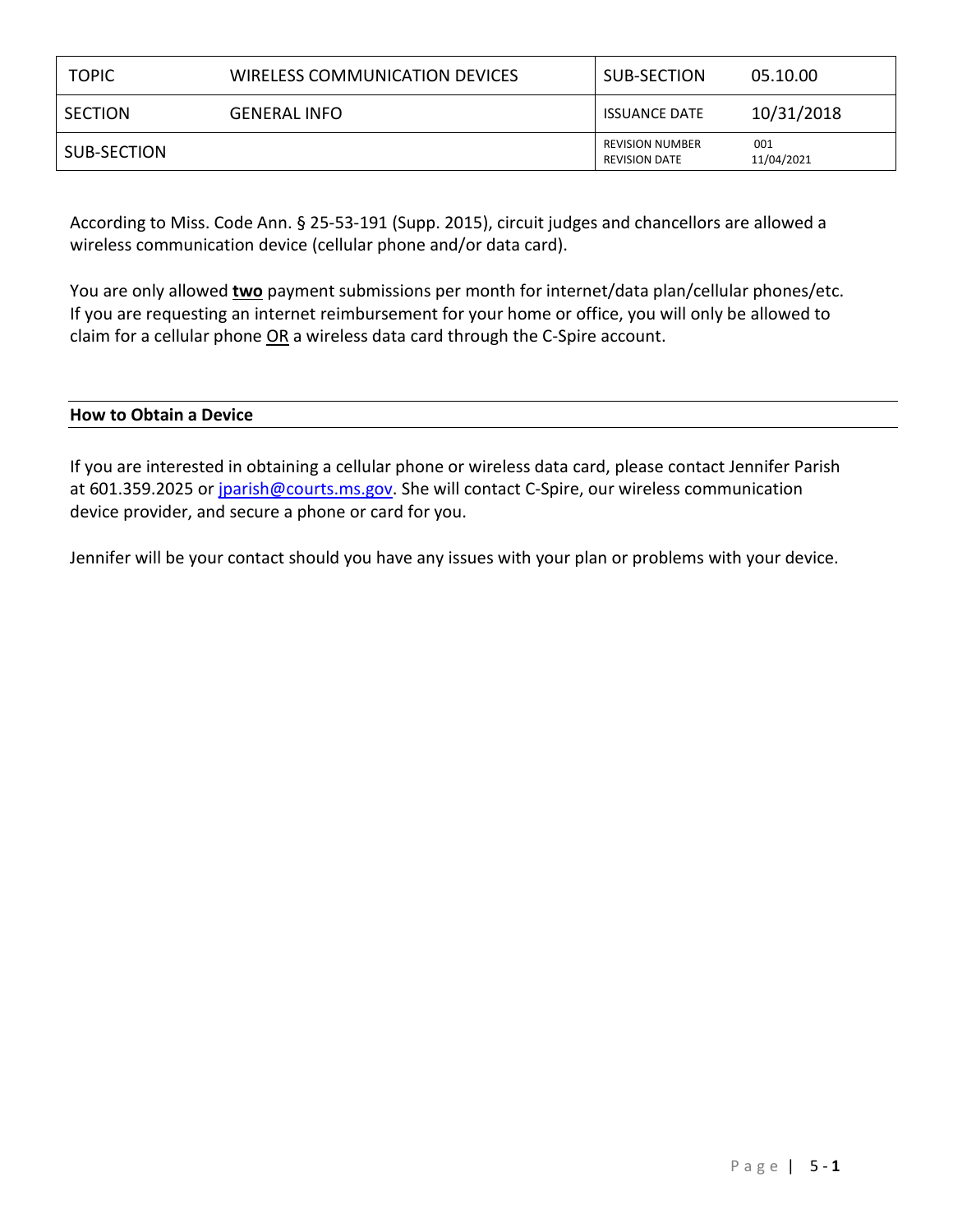| TOPIC | WIRELESS COMMUNICATION DEVICES | SUB-SECTION | 05.10.00 |
| --- | --- | --- | --- |
| SECTION | GENERAL INFO | ISSUANCE DATE | 10/31/2018 |
| SUB-SECTION | | REVISION NUMBER<br>REVISION DATE | 001<br>11/04/2021 |

According to Miss. Code Ann. § 25-53-191 (Supp. 2015), circuit judges and chancellors are allowed a wireless communication device (cellular phone and/or data card).

You are only allowed **two** payment submissions per month for internet/data plan/cellular phones/etc. If you are requesting an internet reimbursement for your home or office, you will only be allowed to claim for a cellular phone OR a wireless data card through the C-Spire account.

**How to Obtain a Device**

If you are interested in obtaining a cellular phone or wireless data card, please contact Jennifer Parish at 601.359.2025 or jparish@courts.ms.gov. She will contact C-Spire, our wireless communication device provider, and secure a phone or card for you.

Jennifer will be your contact should you have any issues with your plan or problems with your device.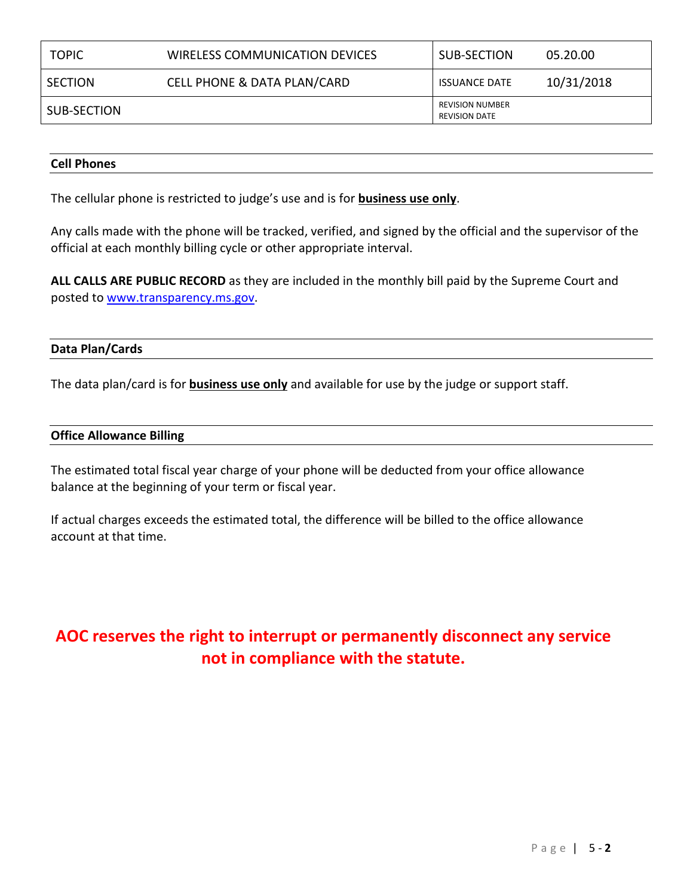| TOPIC | WIRELESS COMMUNICATION DEVICES | SUB-SECTION | 05.20.00 |
|---|---|---|---|
| SECTION | CELL PHONE & DATA PLAN/CARD | ISSUANCE DATE | 10/31/2018 |
| SUB-SECTION | | REVISION NUMBER<br>REVISION DATE | |

## Cell Phones

The cellular phone is restricted to judge's use and is for **business use only**.

Any calls made with the phone will be tracked, verified, and signed by the official and the supervisor of the official at each monthly billing cycle or other appropriate interval.

**ALL CALLS ARE PUBLIC RECORD** as they are included in the monthly bill paid by the Supreme Court and posted to www.transparency.ms.gov.

## Data Plan/Cards

The data plan/card is for **business use only** and available for use by the judge or support staff.

## Office Allowance Billing

The estimated total fiscal year charge of your phone will be deducted from your office allowance balance at the beginning of your term or fiscal year.

If actual charges exceeds the estimated total, the difference will be billed to the office allowance account at that time.

**AOC reserves the right to interrupt or permanently disconnect any service not in compliance with the statute.**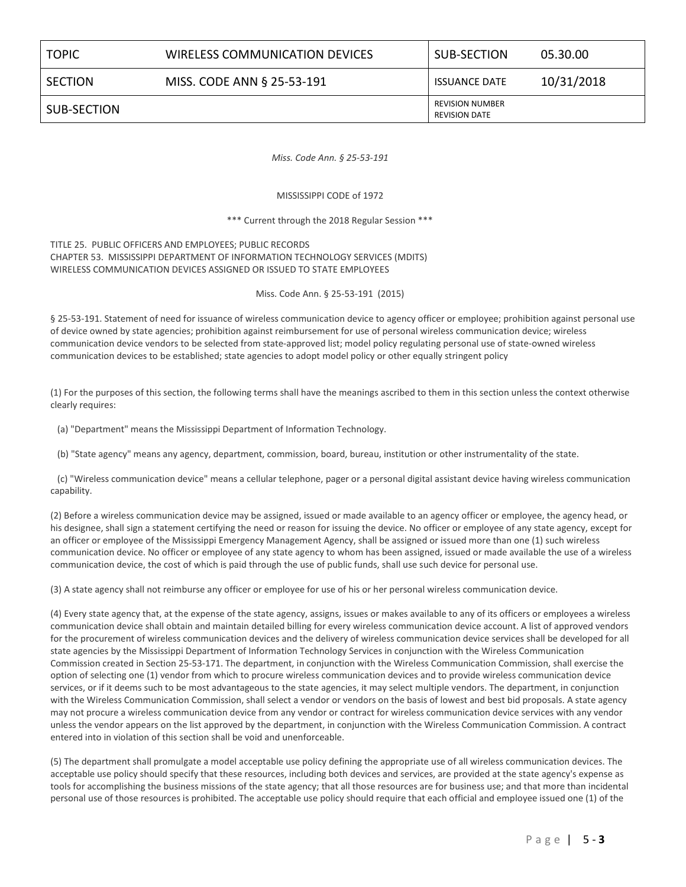| TOPIC | WIRELESS COMMUNICATION DEVICES | SUB-SECTION | 05.30.00 |
| --- | --- | --- | --- |
| SECTION | MISS. CODE ANN § 25-53-191 | ISSUANCE DATE | 10/31/2018 |
| SUB-SECTION | | REVISION NUMBER<br>REVISION DATE | |

*Miss. Code Ann. § 25-53-191*

MISSISSIPPI CODE of 1972

\*\*\* Current through the 2018 Regular Session \*\*\*

TITLE 25. PUBLIC OFFICERS AND EMPLOYEES; PUBLIC RECORDS
CHAPTER 53. MISSISSIPPI DEPARTMENT OF INFORMATION TECHNOLOGY SERVICES (MDITS)
WIRELESS COMMUNICATION DEVICES ASSIGNED OR ISSUED TO STATE EMPLOYEES

Miss. Code Ann. § 25-53-191 (2015)

§ 25-53-191. Statement of need for issuance of wireless communication device to agency officer or employee; prohibition against personal use of device owned by state agencies; prohibition against reimbursement for use of personal wireless communication device; wireless communication device vendors to be selected from state-approved list; model policy regulating personal use of state-owned wireless communication devices to be established; state agencies to adopt model policy or other equally stringent policy

(1) For the purposes of this section, the following terms shall have the meanings ascribed to them in this section unless the context otherwise clearly requires:

(a) "Department" means the Mississippi Department of Information Technology.

(b) "State agency" means any agency, department, commission, board, bureau, institution or other instrumentality of the state.

(c) "Wireless communication device" means a cellular telephone, pager or a personal digital assistant device having wireless communication capability.

(2) Before a wireless communication device may be assigned, issued or made available to an agency officer or employee, the agency head, or his designee, shall sign a statement certifying the need or reason for issuing the device. No officer or employee of any state agency, except for an officer or employee of the Mississippi Emergency Management Agency, shall be assigned or issued more than one (1) such wireless communication device. No officer or employee of any state agency to whom has been assigned, issued or made available the use of a wireless communication device, the cost of which is paid through the use of public funds, shall use such device for personal use.

(3) A state agency shall not reimburse any officer or employee for use of his or her personal wireless communication device.

(4) Every state agency that, at the expense of the state agency, assigns, issues or makes available to any of its officers or employees a wireless communication device shall obtain and maintain detailed billing for every wireless communication device account. A list of approved vendors for the procurement of wireless communication devices and the delivery of wireless communication device services shall be developed for all state agencies by the Mississippi Department of Information Technology Services in conjunction with the Wireless Communication Commission created in Section 25-53-171. The department, in conjunction with the Wireless Communication Commission, shall exercise the option of selecting one (1) vendor from which to procure wireless communication devices and to provide wireless communication device services, or if it deems such to be most advantageous to the state agencies, it may select multiple vendors. The department, in conjunction with the Wireless Communication Commission, shall select a vendor or vendors on the basis of lowest and best bid proposals. A state agency may not procure a wireless communication device from any vendor or contract for wireless communication device services with any vendor unless the vendor appears on the list approved by the department, in conjunction with the Wireless Communication Commission. A contract entered into in violation of this section shall be void and unenforceable.

(5) The department shall promulgate a model acceptable use policy defining the appropriate use of all wireless communication devices. The acceptable use policy should specify that these resources, including both devices and services, are provided at the state agency's expense as tools for accomplishing the business missions of the state agency; that all those resources are for business use; and that more than incidental personal use of those resources is prohibited. The acceptable use policy should require that each official and employee issued one (1) of the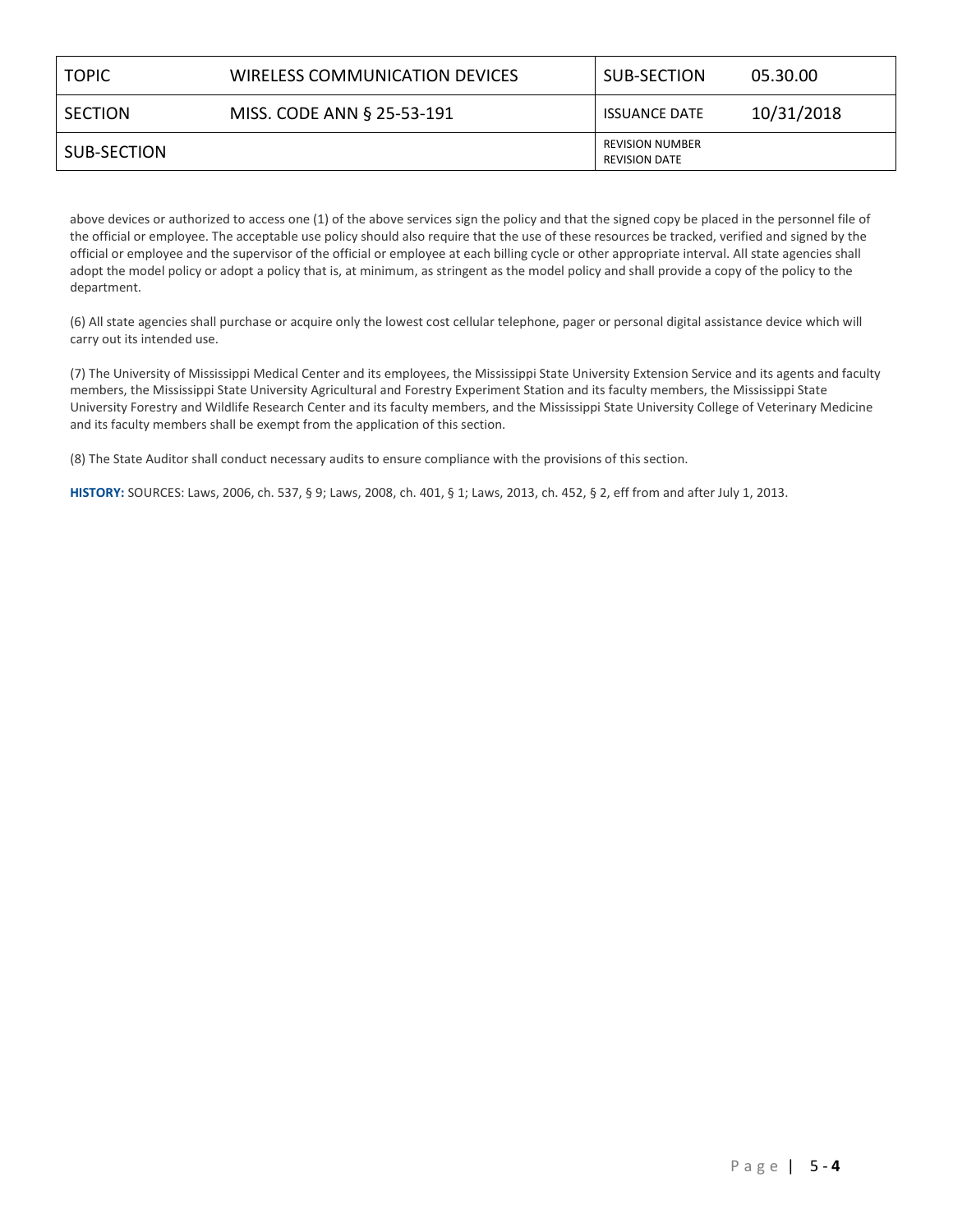| TOPIC | WIRELESS COMMUNICATION DEVICES | SUB-SECTION | 05.30.00 |
|---|---|---|---|
| SECTION | MISS. CODE ANN § 25-53-191 | ISSUANCE DATE | 10/31/2018 |
| SUB-SECTION | | REVISION NUMBER<br>REVISION DATE | |

above devices or authorized to access one (1) of the above services sign the policy and that the signed copy be placed in the personnel file of the official or employee. The acceptable use policy should also require that the use of these resources be tracked, verified and signed by the official or employee and the supervisor of the official or employee at each billing cycle or other appropriate interval. All state agencies shall adopt the model policy or adopt a policy that is, at minimum, as stringent as the model policy and shall provide a copy of the policy to the department.

(6) All state agencies shall purchase or acquire only the lowest cost cellular telephone, pager or personal digital assistance device which will carry out its intended use.

(7) The University of Mississippi Medical Center and its employees, the Mississippi State University Extension Service and its agents and faculty members, the Mississippi State University Agricultural and Forestry Experiment Station and its faculty members, the Mississippi State University Forestry and Wildlife Research Center and its faculty members, and the Mississippi State University College of Veterinary Medicine and its faculty members shall be exempt from the application of this section.

(8) The State Auditor shall conduct necessary audits to ensure compliance with the provisions of this section.

**HISTORY:** SOURCES: Laws, 2006, ch. 537, § 9; Laws, 2008, ch. 401, § 1; Laws, 2013, ch. 452, § 2, eff from and after July 1, 2013.